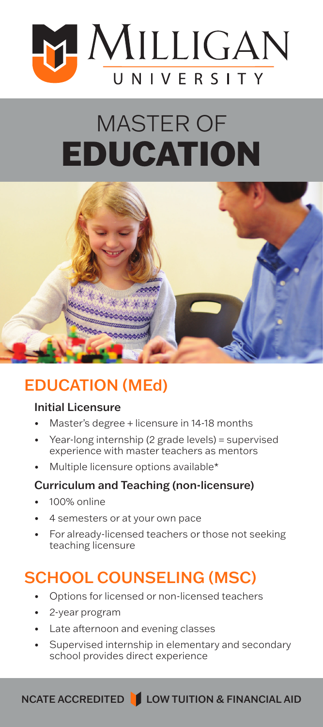# MILLIGAN UNIVERSITY

# MASTER OF **EDUCATION**

## EDUCATION (MEd)

### Initial Licensure

- Master's degree + licensure in 14-18 months
- Year-long internship (2 grade levels) = supervised experience with master teachers as mentors
- Multiple licensure options available*

### Curriculum and Teaching (non-licensure)

- 100% online
- 4 semesters or at your own pace
- For already-licensed teachers or those not seeking teaching licensure

## SCHOOL COUNSELING (MSC)

- Options for licensed or non-licensed teachers
- 2-year program
- Late afternoon and evening classes
- Supervised internship in elementary and secondary school provides direct experience

**NCATE ACCREDITED** | **LOW TUITION & FINANCIAL AID**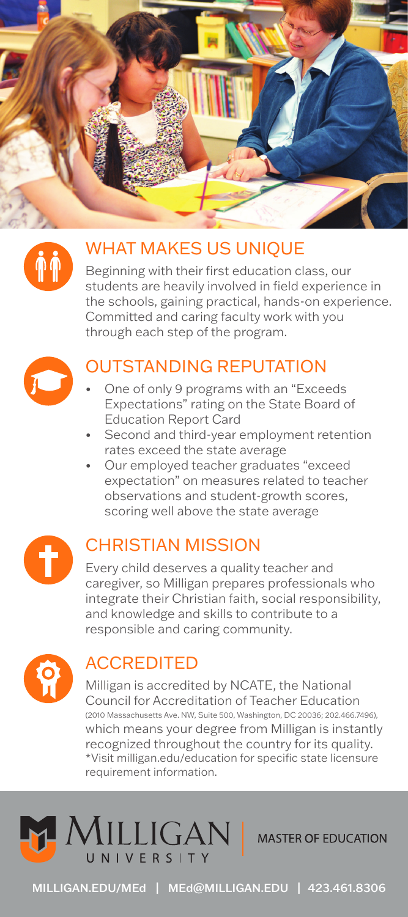## WHAT MAKES US UNIQUE

Beginning with their first education class, our students are heavily involved in field experience in the schools, gaining practical, hands-on experience. Committed and caring faculty work with you through each step of the program.

## OUTSTANDING REPUTATION

- One of only 9 programs with an "Exceeds Expectations" rating on the State Board of Education Report Card
- Second and third-year employment retention rates exceed the state average
- Our employed teacher graduates "exceed expectation" on measures related to teacher observations and student-growth scores, scoring well above the state average

## CHRISTIAN MISSION

Every child deserves a quality teacher and caregiver, so Milligan prepares professionals who integrate their Christian faith, social responsibility, and knowledge and skills to contribute to a responsible and caring community.

## ACCREDITED

Milligan is accredited by NCATE, the National Council for Accreditation of Teacher Education (2010 Massachusetts Ave. NW, Suite 500, Washington, DC 20036; 202.466.7496), which means your degree from Milligan is instantly recognized throughout the country for its quality. *Visit milligan.edu/education for specific state licensure requirement information.

MILLIGAN UNIVERSITY | MASTER OF EDUCATION

MILLIGAN.EDU/MEd | MEd@MILLIGAN.EDU | 423.461.8306